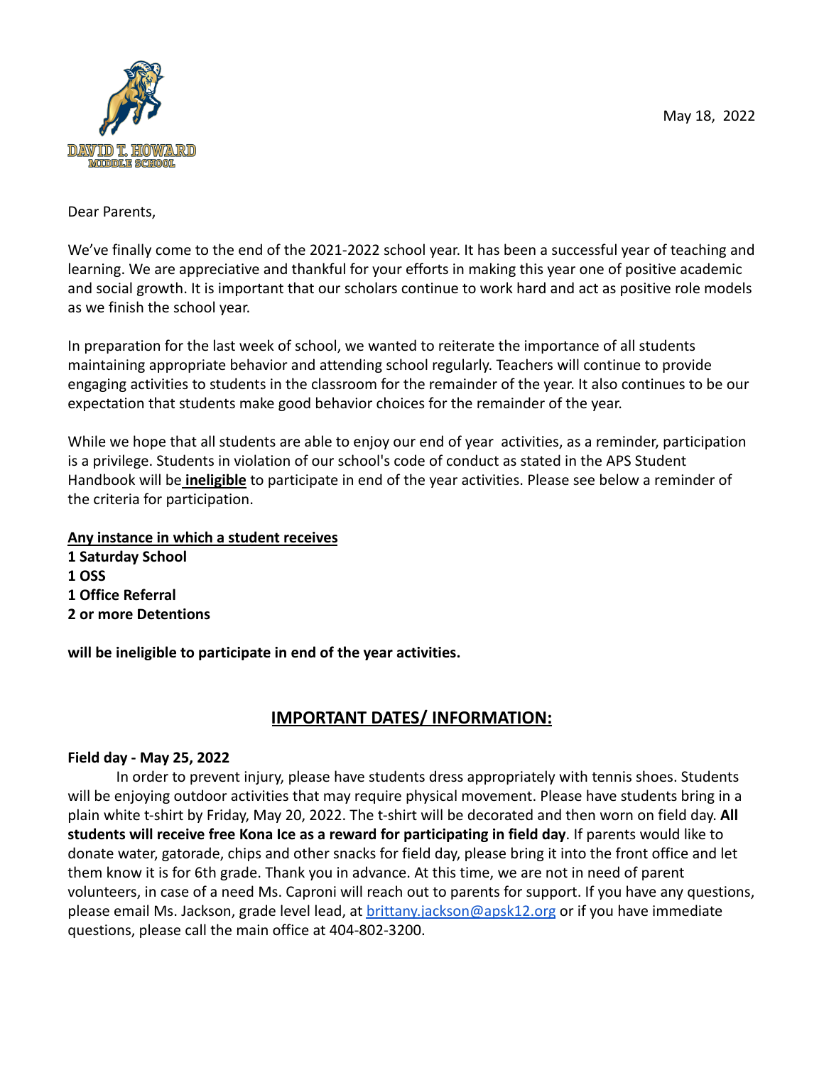DAVID T. HOWARD
MIDDLE SCHOOL

May 18, 2022

Dear Parents,

We've finally come to the end of the 2021-2022 school year. It has been a successful year of teaching and learning. We are appreciative and thankful for your efforts in making this year one of positive academic and social growth. It is important that our scholars continue to work hard and act as positive role models as we finish the school year.

In preparation for the last week of school, we wanted to reiterate the importance of all students maintaining appropriate behavior and attending school regularly. Teachers will continue to provide engaging activities to students in the classroom for the remainder of the year. It also continues to be our expectation that students make good behavior choices for the remainder of the year.

While we hope that all students are able to enjoy our end of year activities, as a reminder, participation is a privilege. Students in violation of our school's code of conduct as stated in the APS Student Handbook will be **ineligible** to participate in end of the year activities. Please see below a reminder of the criteria for participation.

**Any instance in which a student receives**
**1 Saturday School**
**1 OSS**
**1 Office Referral**
**2 or more Detentions**

**will be ineligible to participate in end of the year activities.**

## IMPORTANT DATES/ INFORMATION:

**Field day - May 25, 2022**

In order to prevent injury, please have students dress appropriately with tennis shoes. Students will be enjoying outdoor activities that may require physical movement. Please have students bring in a plain white t-shirt by Friday, May 20, 2022. The t-shirt will be decorated and then worn on field day. **All students will receive free Kona Ice as a reward for participating in field day**. If parents would like to donate water, gatorade, chips and other snacks for field day, please bring it into the front office and let them know it is for 6th grade. Thank you in advance. At this time, we are not in need of parent volunteers, in case of a need Ms. Caproni will reach out to parents for support. If you have any questions, please email Ms. Jackson, grade level lead, at brittany.jackson@apsk12.org or if you have immediate questions, please call the main office at 404-802-3200.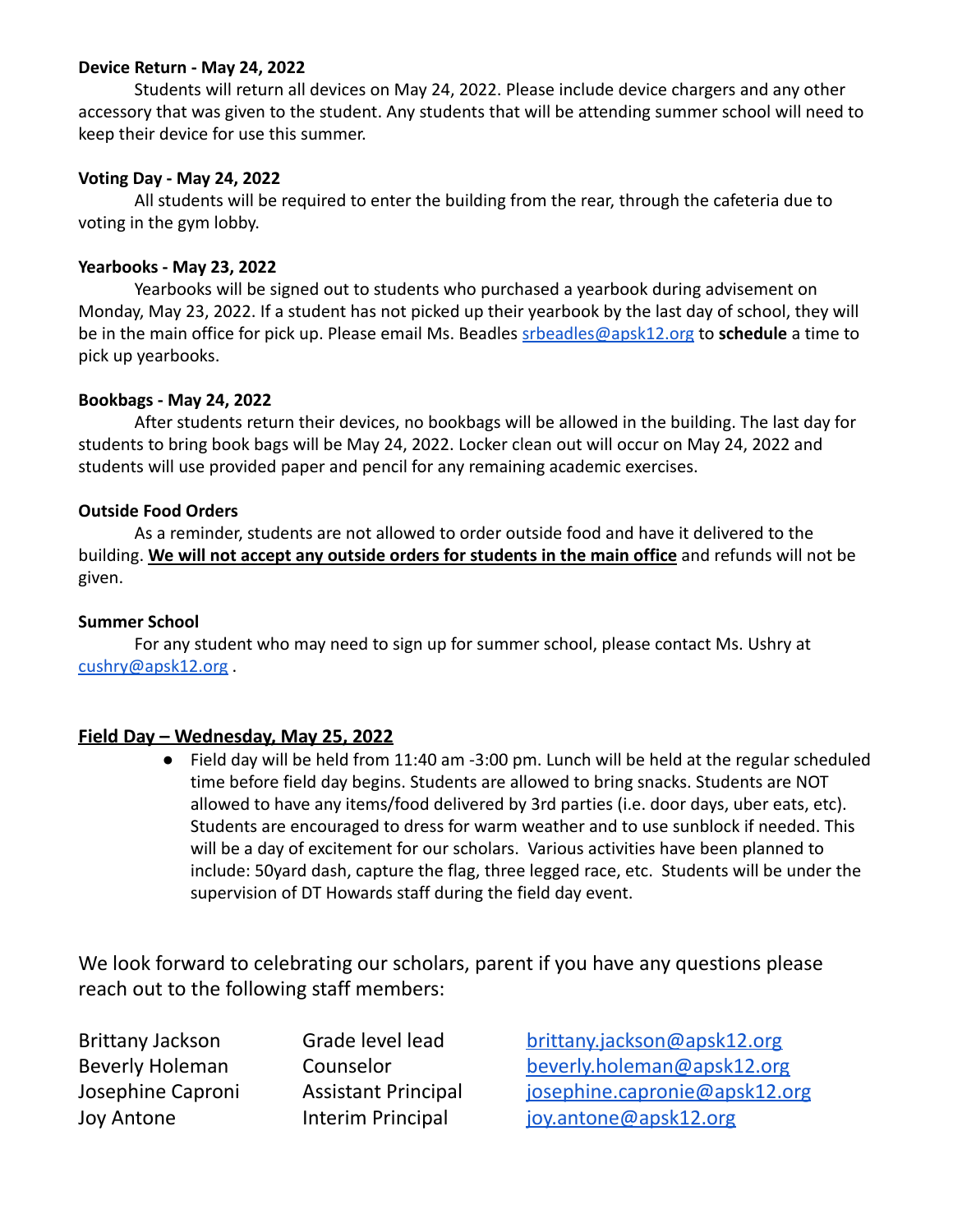**Device Return - May 24, 2022**

Students will return all devices on May 24, 2022. Please include device chargers and any other accessory that was given to the student. Any students that will be attending summer school will need to keep their device for use this summer.

**Voting Day - May 24, 2022**

All students will be required to enter the building from the rear, through the cafeteria due to voting in the gym lobby.

**Yearbooks - May 23, 2022**

Yearbooks will be signed out to students who purchased a yearbook during advisement on Monday, May 23, 2022. If a student has not picked up their yearbook by the last day of school, they will be in the main office for pick up. Please email Ms. Beadles srbeadles@apsk12.org to **schedule** a time to pick up yearbooks.

**Bookbags - May 24, 2022**

After students return their devices, no bookbags will be allowed in the building. The last day for students to bring book bags will be May 24, 2022. Locker clean out will occur on May 24, 2022 and students will use provided paper and pencil for any remaining academic exercises.

**Outside Food Orders**

As a reminder, students are not allowed to order outside food and have it delivered to the building. **We will not accept any outside orders for students in the main office** and refunds will not be given.

**Summer School**

For any student who may need to sign up for summer school, please contact Ms. Ushry at cushry@apsk12.org .

**Field Day – Wednesday, May 25, 2022**

- Field day will be held from 11:40 am -3:00 pm. Lunch will be held at the regular scheduled time before field day begins. Students are allowed to bring snacks. Students are NOT allowed to have any items/food delivered by 3rd parties (i.e. door days, uber eats, etc). Students are encouraged to dress for warm weather and to use sunblock if needed. This will be a day of excitement for our scholars. Various activities have been planned to include: 50yard dash, capture the flag, three legged race, etc. Students will be under the supervision of DT Howards staff during the field day event.

We look forward to celebrating our scholars, parent if you have any questions please reach out to the following staff members:

| | | |
|---|---|---|
| Brittany Jackson | Grade level lead | brittany.jackson@apsk12.org |
| Beverly Holeman | Counselor | beverly.holeman@apsk12.org |
| Josephine Caproni | Assistant Principal | josephine.capronie@apsk12.org |
| Joy Antone | Interim Principal | joy.antone@apsk12.org |